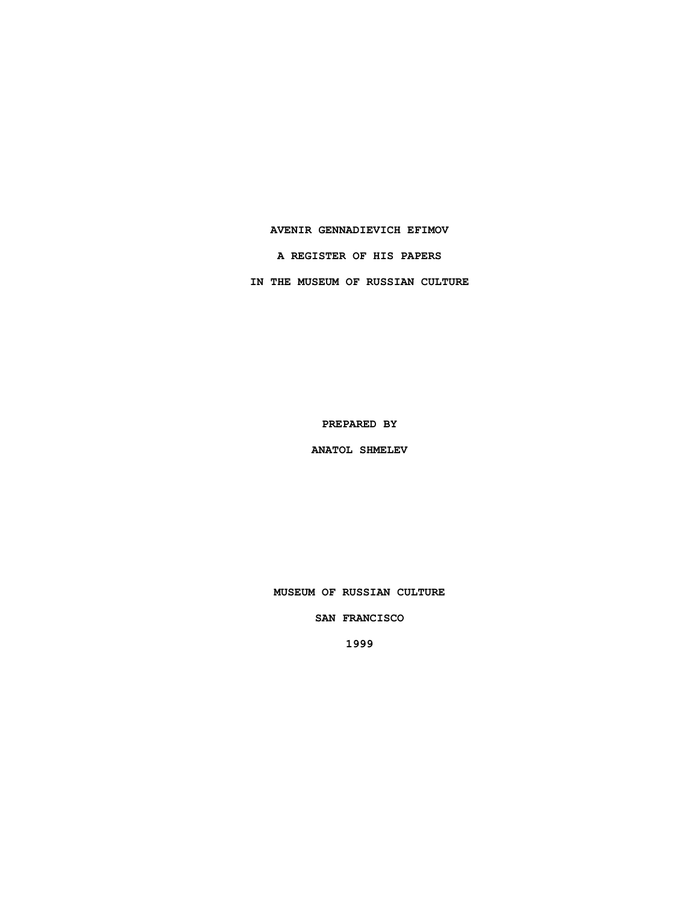# AVENIR GENNADIEVICH EFIMOV

## A REGISTER OF HIS PAPERS

## IN THE MUSEUM OF RUSSIAN CULTURE

PREPARED BY

ANATOL SHMELEV

MUSEUM OF RUSSIAN CULTURE

SAN FRANCISCO

1999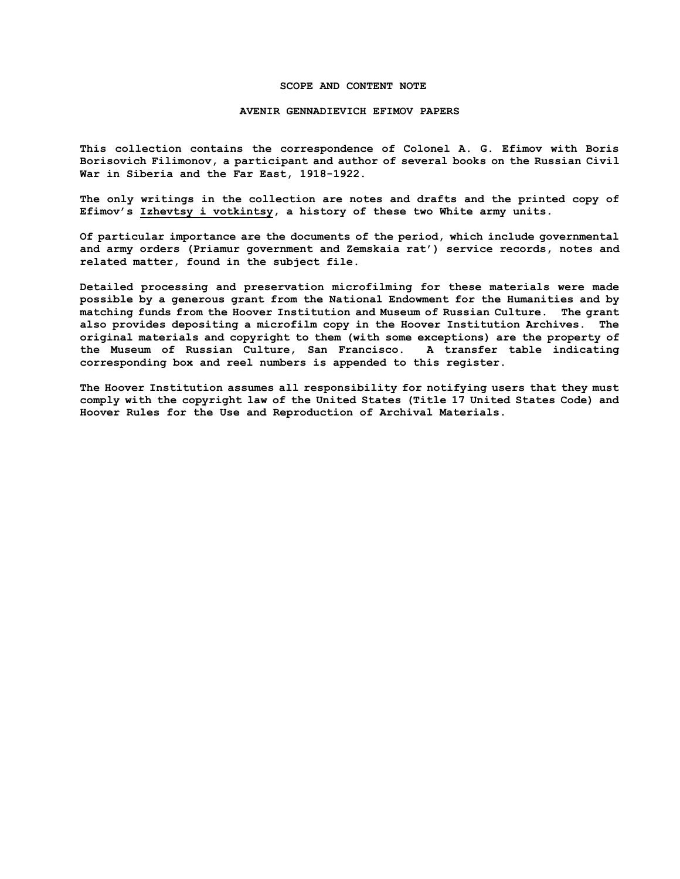## SCOPE AND CONTENT NOTE

## AVENIR GENNADIEVICH EFIMOV PAPERS

This collection contains the correspondence of Colonel A. G. Efimov with Boris Borisovich Filimonov, a participant and author of several books on the Russian Civil War in Siberia and the Far East, 1918-1922.

The only writings in the collection are notes and drafts and the printed copy of Efimov's Izhevtsy i votkintsy, a history of these two White army units.

Of particular importance are the documents of the period, which include governmental and army orders (Priamur government and Zemskaia rat') service records, notes and related matter, found in the subject file.

Detailed processing and preservation microfilming for these materials were made possible by a generous grant from the National Endowment for the Humanities and by matching funds from the Hoover Institution and Museum of Russian Culture. The grant also provides depositing a microfilm copy in the Hoover Institution Archives. The original materials and copyright to them (with some exceptions) are the property of the Museum of Russian Culture, San Francisco. A transfer table indicating corresponding box and reel numbers is appended to this register.

The Hoover Institution assumes all responsibility for notifying users that they must comply with the copyright law of the United States (Title 17 United States Code) and Hoover Rules for the Use and Reproduction of Archival Materials.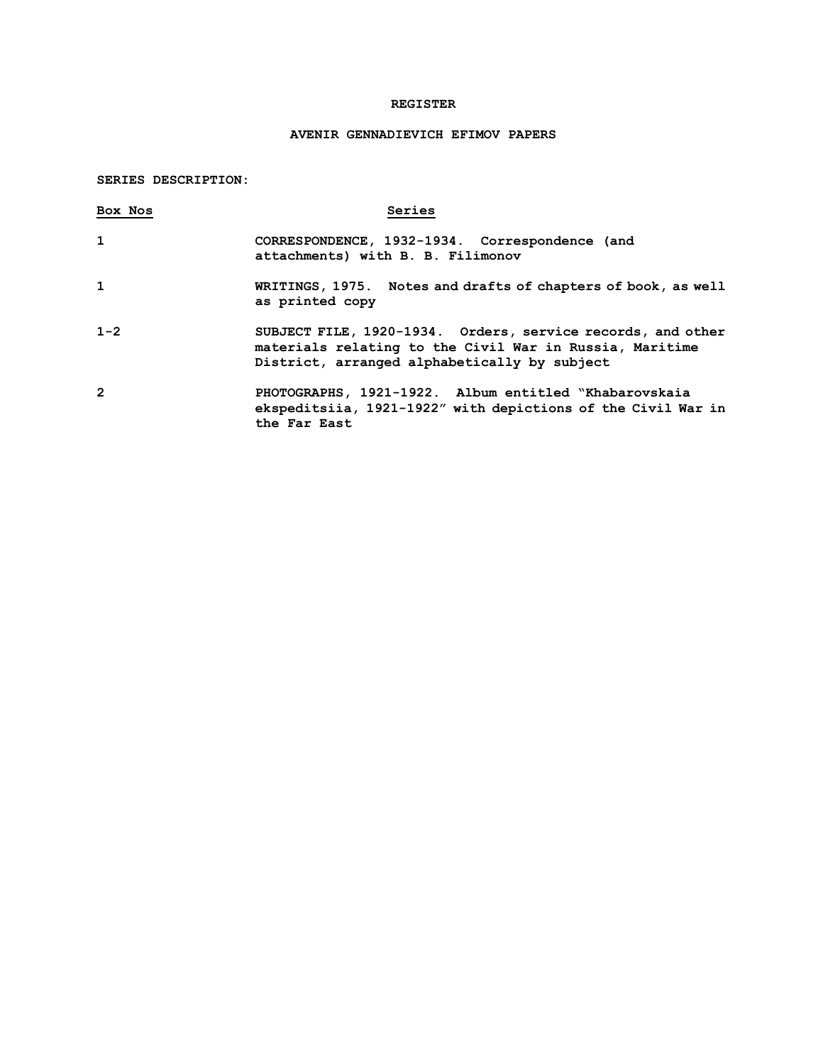# REGISTER

## AVENIR GENNADIEVICH EFIMOV PAPERS

**SERIES DESCRIPTION:**

| Box Nos | Series |
|---|---|
| 1 | CORRESPONDENCE, 1932-1934. Correspondence (and attachments) with B. B. Filimonov |
| 1 | WRITINGS, 1975. Notes and drafts of chapters of book, as well as printed copy |
| 1-2 | SUBJECT FILE, 1920-1934. Orders, service records, and other materials relating to the Civil War in Russia, Maritime District, arranged alphabetically by subject |
| 2 | PHOTOGRAPHS, 1921-1922. Album entitled "Khabarovskaia ekspeditsiia, 1921-1922" with depictions of the Civil War in the Far East |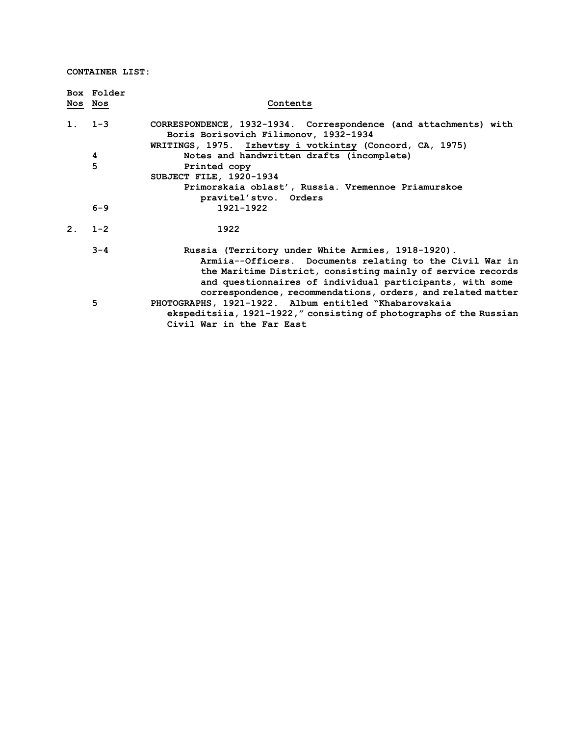**CONTAINER LIST:**

| Box Nos | Folder Nos | Contents |
|---|---|---|
| 1. | 1-3 | CORRESPONDENCE, 1932-1934. Correspondence (and attachments) with Boris Borisovich Filimonov, 1932-1934 |
| | | WRITINGS, 1975. Izhevtsy i votkintsy (Concord, CA, 1975) |
| | 4 | Notes and handwritten drafts (incomplete) |
| | 5 | Printed copy |
| | | SUBJECT FILE, 1920-1934 |
| | | Primorskaia oblast', Russia. Vremennoe Priamurskoe pravitel'stvo. Orders |
| | 6-9 | 1921-1922 |
| 2. | 1-2 | 1922 |
| | 3-4 | Russia (Territory under White Armies, 1918-1920). Armiia--Officers. Documents relating to the Civil War in the Maritime District, consisting mainly of service records and questionnaires of individual participants, with some correspondence, recommendations, orders, and related matter |
| | 5 | PHOTOGRAPHS, 1921-1922. Album entitled "Khabarovskaia ekspeditsiia, 1921-1922," consisting of photographs of the Russian Civil War in the Far East |